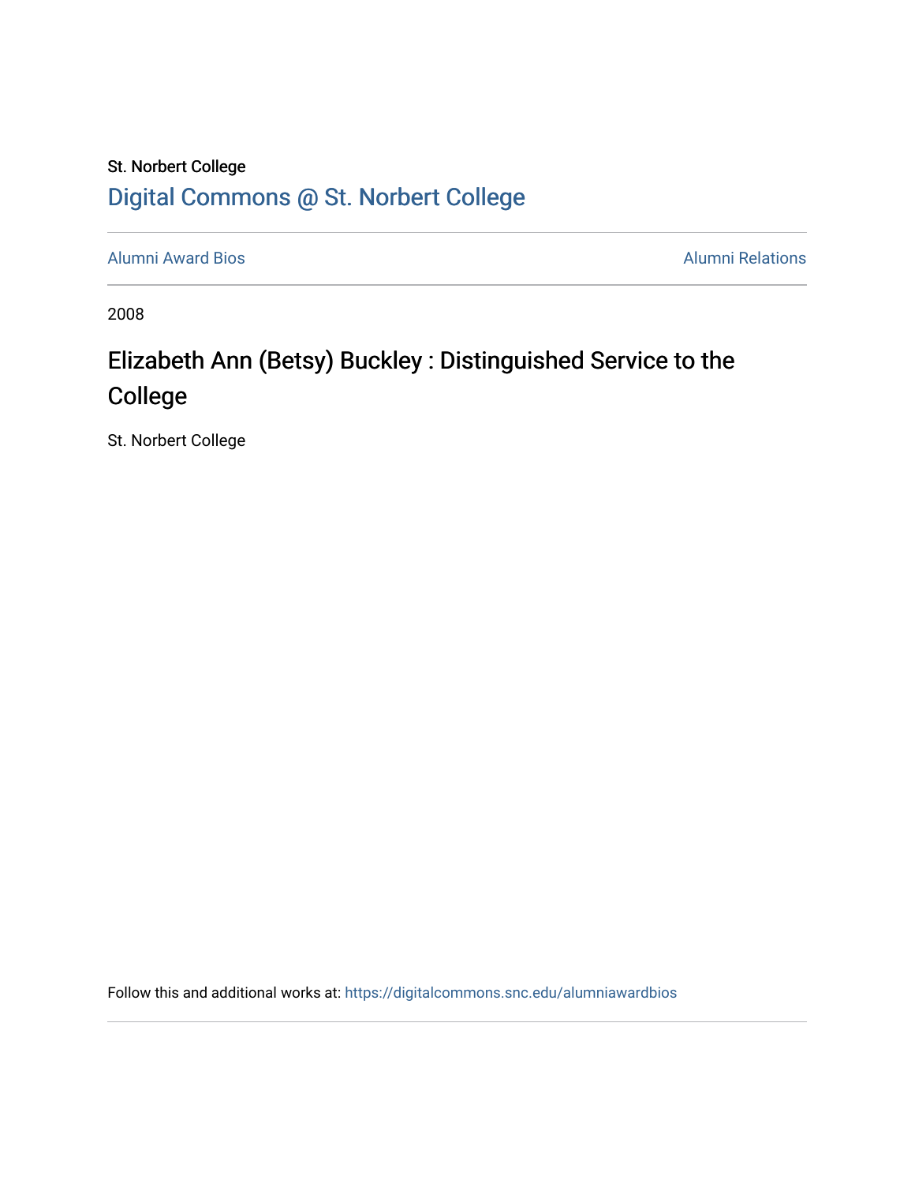St. Norbert College

Digital Commons @ St. Norbert College

Alumni Award Bios

Alumni Relations

2008

# Elizabeth Ann (Betsy) Buckley : Distinguished Service to the College

St. Norbert College

Follow this and additional works at: https://digitalcommons.snc.edu/alumniawardbios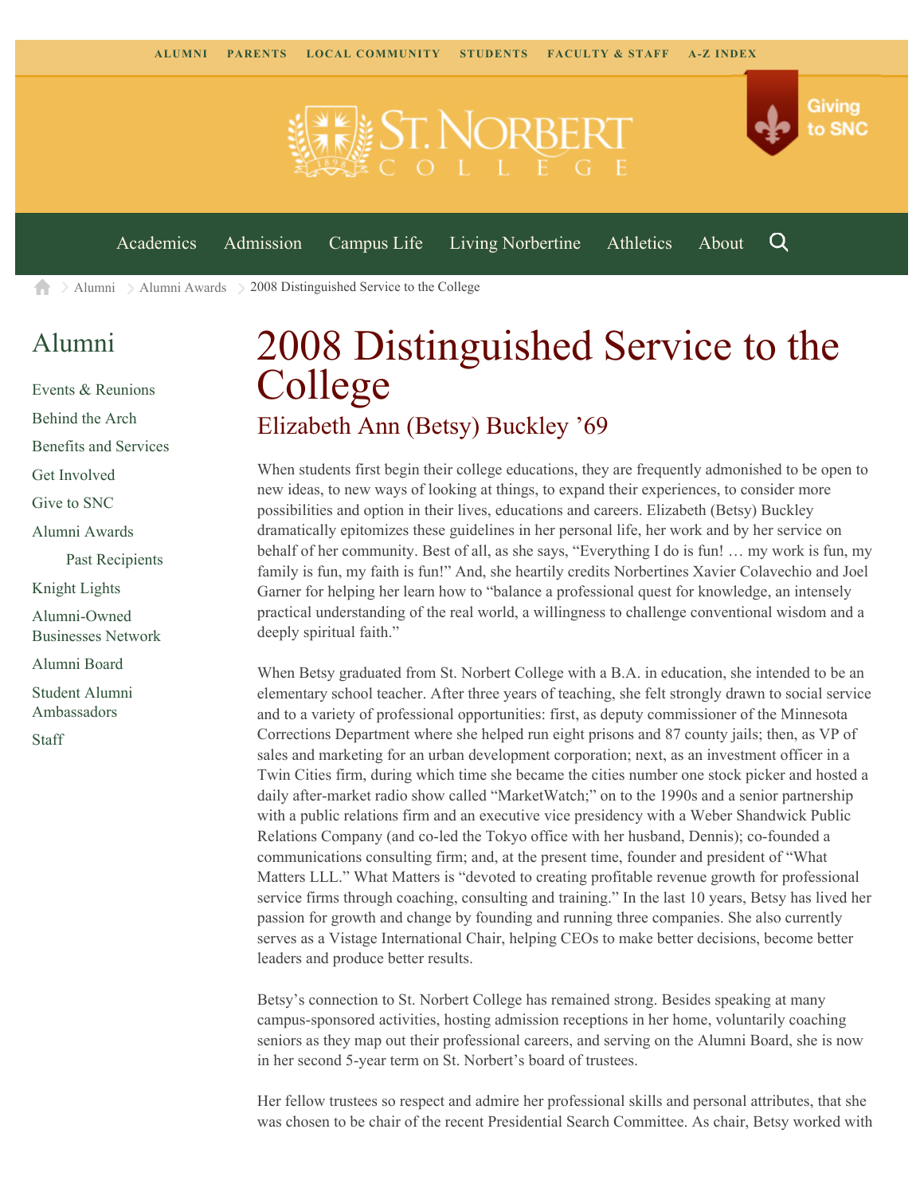ALUMNI PARENTS LOCAL COMMUNITY STUDENTS FACULTY & STAFF A-Z INDEX

Academics Admission Campus Life Living Norbertine Athletics About

Alumni > Alumni Awards > 2008 Distinguished Service to the College

## Alumni

- Events & Reunions
- Behind the Arch
- Benefits and Services
- Get Involved
- Give to SNC
- Alumni Awards
  - Past Recipients
- Knight Lights
- Alumni-Owned Businesses Network
- Alumni Board
- Student Alumni Ambassadors
- Staff

# 2008 Distinguished Service to the College

## Elizabeth Ann (Betsy) Buckley '69

When students first begin their college educations, they are frequently admonished to be open to new ideas, to new ways of looking at things, to expand their experiences, to consider more possibilities and option in their lives, educations and careers. Elizabeth (Betsy) Buckley dramatically epitomizes these guidelines in her personal life, her work and by her service on behalf of her community. Best of all, as she says, "Everything I do is fun! … my work is fun, my family is fun, my faith is fun!" And, she heartily credits Norbertines Xavier Colavechio and Joel Garner for helping her learn how to "balance a professional quest for knowledge, an intensely practical understanding of the real world, a willingness to challenge conventional wisdom and a deeply spiritual faith."

When Betsy graduated from St. Norbert College with a B.A. in education, she intended to be an elementary school teacher. After three years of teaching, she felt strongly drawn to social service and to a variety of professional opportunities: first, as deputy commissioner of the Minnesota Corrections Department where she helped run eight prisons and 87 county jails; then, as VP of sales and marketing for an urban development corporation; next, as an investment officer in a Twin Cities firm, during which time she became the cities number one stock picker and hosted a daily after-market radio show called "MarketWatch;" on to the 1990s and a senior partnership with a public relations firm and an executive vice presidency with a Weber Shandwick Public Relations Company (and co-led the Tokyo office with her husband, Dennis); co-founded a communications consulting firm; and, at the present time, founder and president of "What Matters LLL." What Matters is "devoted to creating profitable revenue growth for professional service firms through coaching, consulting and training." In the last 10 years, Betsy has lived her passion for growth and change by founding and running three companies. She also currently serves as a Vistage International Chair, helping CEOs to make better decisions, become better leaders and produce better results.

Betsy's connection to St. Norbert College has remained strong. Besides speaking at many campus-sponsored activities, hosting admission receptions in her home, voluntarily coaching seniors as they map out their professional careers, and serving on the Alumni Board, she is now in her second 5-year term on St. Norbert's board of trustees.

Her fellow trustees so respect and admire her professional skills and personal attributes, that she was chosen to be chair of the recent Presidential Search Committee. As chair, Betsy worked with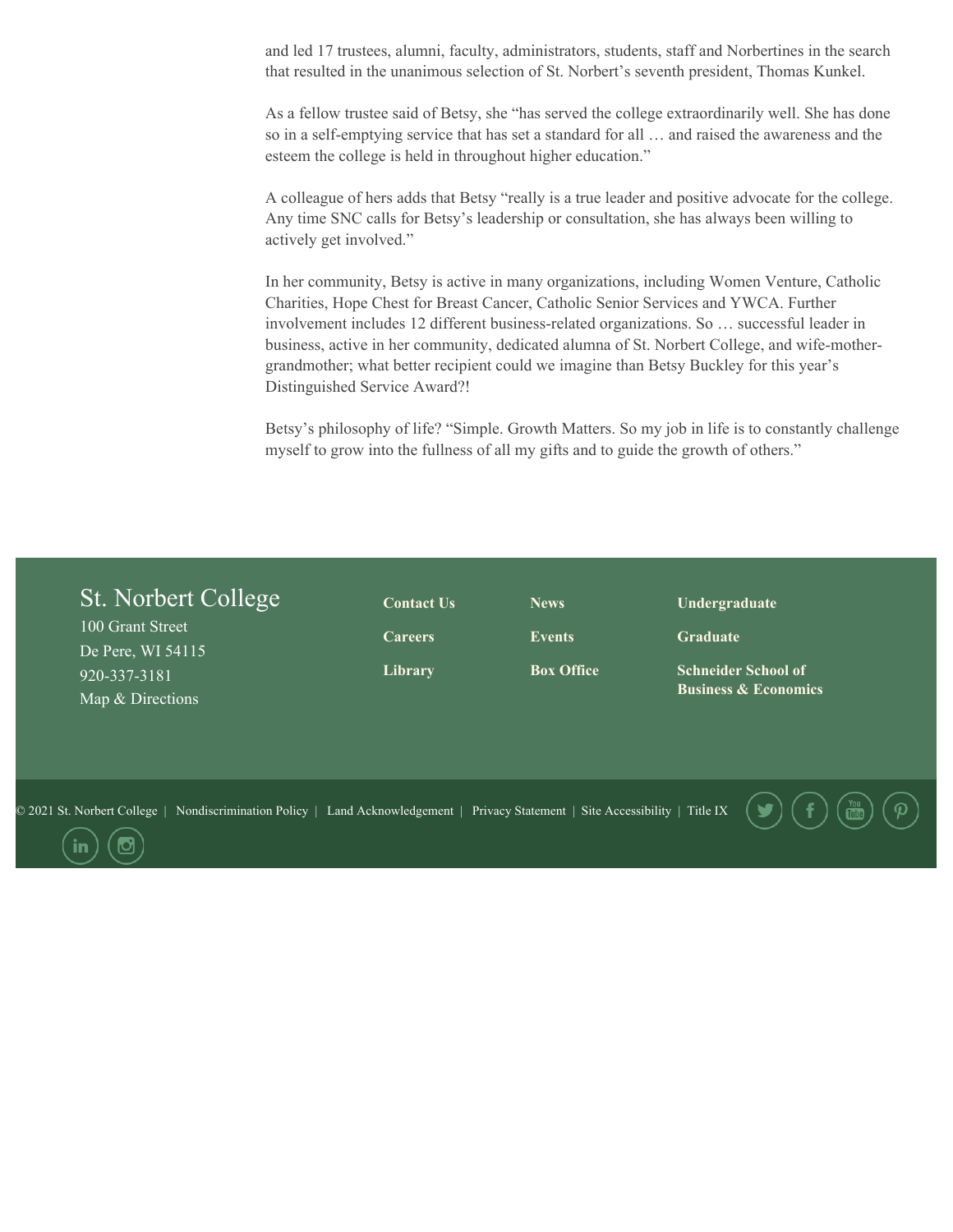and led 17 trustees, alumni, faculty, administrators, students, staff and Norbertines in the search that resulted in the unanimous selection of St. Norbert's seventh president, Thomas Kunkel.

As a fellow trustee said of Betsy, she "has served the college extraordinarily well. She has done so in a self-emptying service that has set a standard for all … and raised the awareness and the esteem the college is held in throughout higher education."

A colleague of hers adds that Betsy "really is a true leader and positive advocate for the college. Any time SNC calls for Betsy's leadership or consultation, she has always been willing to actively get involved."

In her community, Betsy is active in many organizations, including Women Venture, Catholic Charities, Hope Chest for Breast Cancer, Catholic Senior Services and YWCA. Further involvement includes 12 different business-related organizations. So … successful leader in business, active in her community, dedicated alumna of St. Norbert College, and wife-mother-grandmother; what better recipient could we imagine than Betsy Buckley for this year's Distinguished Service Award?!

Betsy's philosophy of life? "Simple. Growth Matters. So my job in life is to constantly challenge myself to grow into the fullness of all my gifts and to guide the growth of others."

St. Norbert College
100 Grant Street
De Pere, WI 54115
920-337-3181
Map & Directions

**Contact Us**
**Careers**
**Library**
**News**
**Events**
**Box Office**
**Undergraduate**
**Graduate**
**Schneider School of Business & Economics**

© 2021 St. Norbert College | Nondiscrimination Policy | Land Acknowledgement | Privacy Statement | Site Accessibility | Title IX